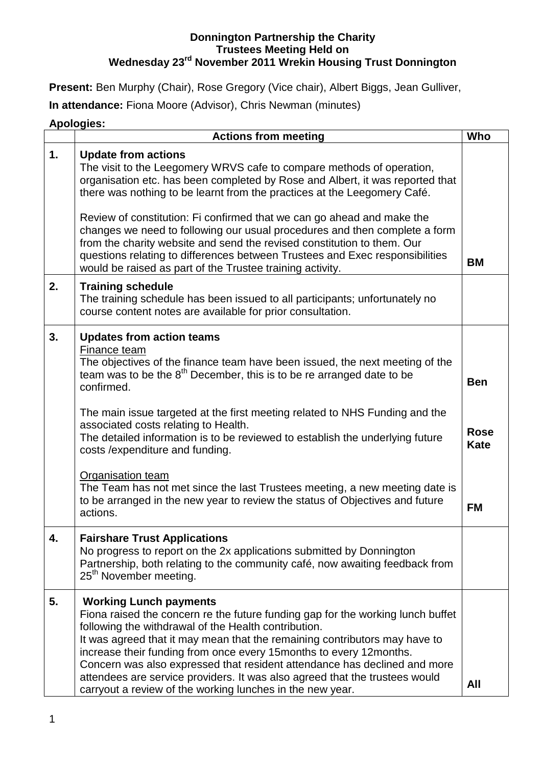**Donnington Partnership the Charity**
**Trustees Meeting Held on**
**Wednesday 23rd November 2011 Wrekin Housing Trust Donnington**

**Present:** Ben Murphy (Chair), Rose Gregory (Vice chair), Albert Biggs, Jean Gulliver,

**In attendance:** Fiona Moore (Advisor), Chris Newman (minutes)

**Apologies:**

| | Actions from meeting | Who |
|---|---|---|
| **1.** | **Update from actions**<br>The visit to the Leegomery WRVS cafe to compare methods of operation, organisation etc. has been completed by Rose and Albert, it was reported that there was nothing to be learnt from the practices at the Leegomery Café.<br><br>Review of constitution: Fi confirmed that we can go ahead and make the changes we need to following our usual procedures and then complete a form from the charity website and send the revised constitution to them. Our questions relating to differences between Trustees and Exec responsibilities would be raised as part of the Trustee training activity. | **BM** |
| **2.** | **Training schedule**<br>The training schedule has been issued to all participants; unfortunately no course content notes are available for prior consultation. | |
| **3.** | **Updates from action teams**<br>Finance team<br>The objectives of the finance team have been issued, the next meeting of the team was to be the 8th December, this is to be re arranged date to be confirmed.<br><br>The main issue targeted at the first meeting related to NHS Funding and the associated costs relating to Health.<br>The detailed information is to be reviewed to establish the underlying future costs /expenditure and funding.<br><br>Organisation team<br>The Team has not met since the last Trustees meeting, a new meeting date is to be arranged in the new year to review the status of Objectives and future actions. | **Ben**<br><br>**Rose Kate**<br><br>**FM** |
| **4.** | **Fairshare Trust Applications**<br>No progress to report on the 2x applications submitted by Donnington Partnership, both relating to the community café, now awaiting feedback from 25th November meeting. | |
| **5.** | **Working Lunch payments**<br>Fiona raised the concern re the future funding gap for the working lunch buffet following the withdrawal of the Health contribution.<br>It was agreed that it may mean that the remaining contributors may have to increase their funding from once every 15months to every 12months.<br>Concern was also expressed that resident attendance has declined and more attendees are service providers. It was also agreed that the trustees would carryout a review of the working lunches in the new year. | **All** |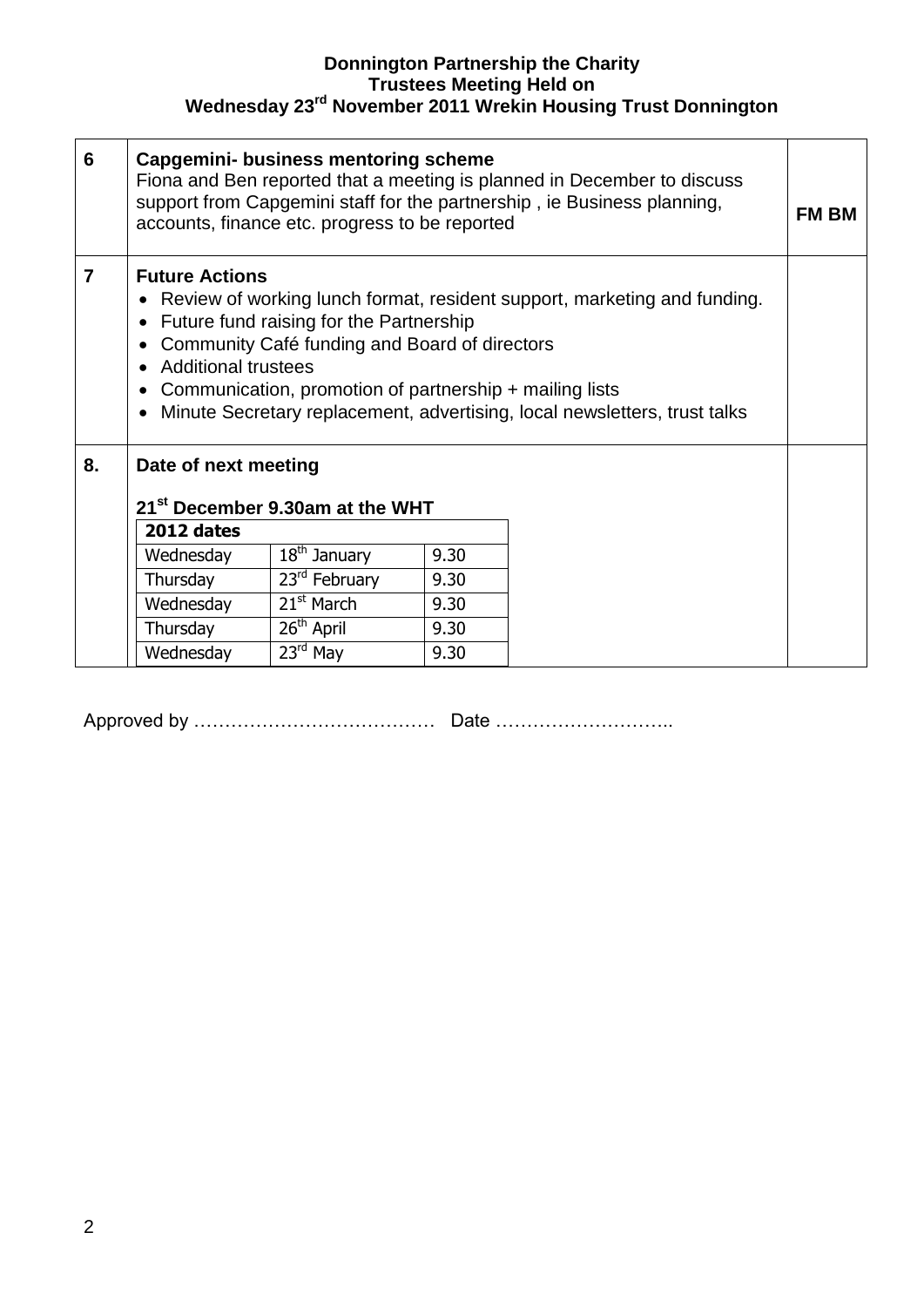**Donnington Partnership the Charity**
**Trustees Meeting Held on**
**Wednesday 23rd November 2011 Wrekin Housing Trust Donnington**

| | | |
|---|---|---|
| 6 | **Capgemini- business mentoring scheme**<br>Fiona and Ben reported that a meeting is planned in December to discuss support from Capgemini staff for the partnership , ie Business planning, accounts, finance etc. progress to be reported | **FM BM** |
| 7 | **Future Actions**<br>• Review of working lunch format, resident support, marketing and funding.<br>• Future fund raising for the Partnership<br>• Community Café funding and Board of directors<br>• Additional trustees<br>• Communication, promotion of partnership + mailing lists<br>• Minute Secretary replacement, advertising, local newsletters, trust talks | |
| 8. | **Date of next meeting**<br><br>**21st December 9.30am at the WHT** | |

| **2012 dates** | | |
|---|---|---|
| Wednesday | 18th January | 9.30 |
| Thursday | 23rd February | 9.30 |
| Wednesday | 21st March | 9.30 |
| Thursday | 26th April | 9.30 |
| Wednesday | 23rd May | 9.30 |

Approved by ………………………………… Date ………………………..